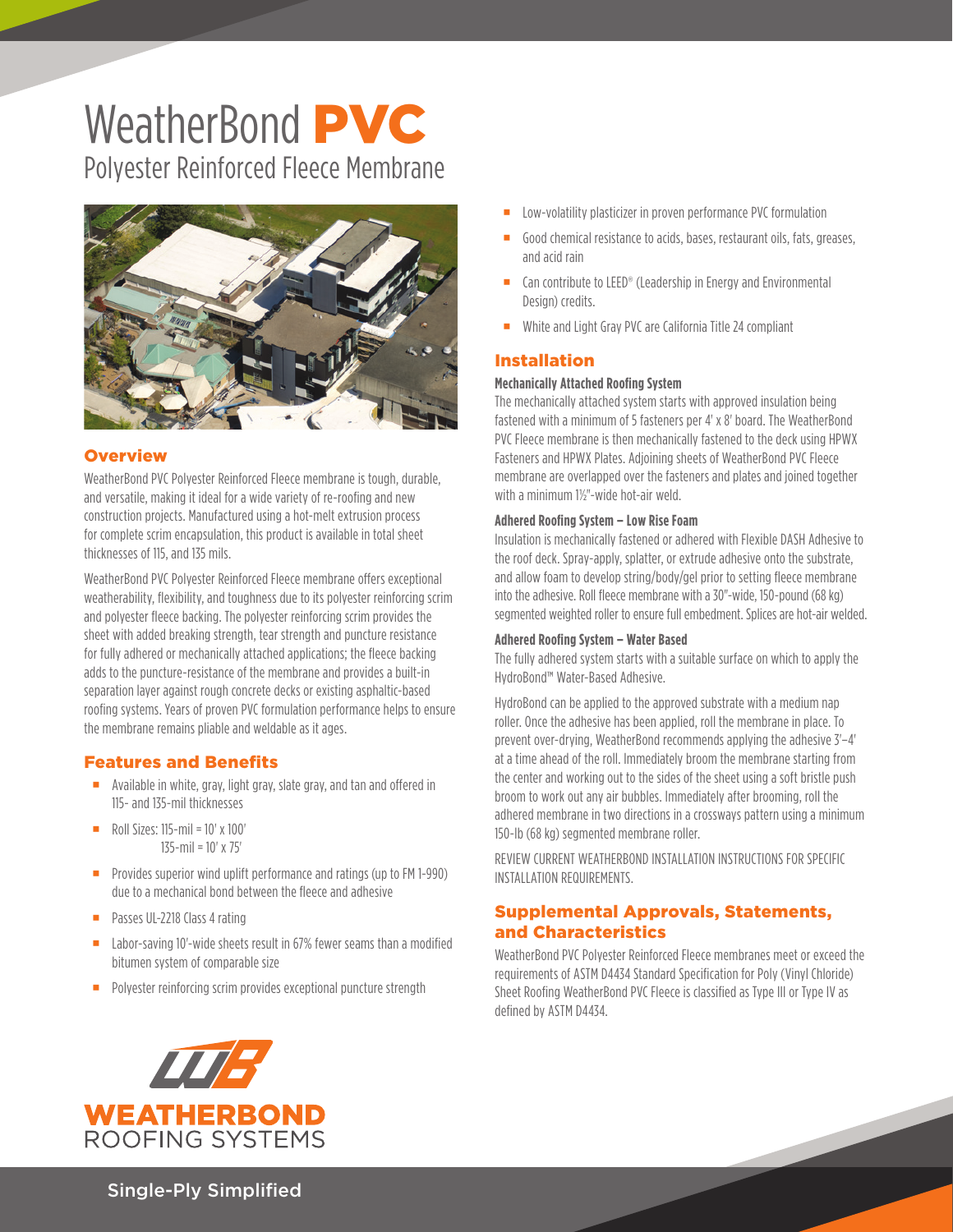# WeatherBond PVC

## Polyester Reinforced Fleece Membrane

## Overview

WeatherBond PVC Polyester Reinforced Fleece membrane is tough, durable, and versatile, making it ideal for a wide variety of re-roofing and new construction projects. Manufactured using a hot-melt extrusion process for complete scrim encapsulation, this product is available in total sheet thicknesses of 115, and 135 mils.

WeatherBond PVC Polyester Reinforced Fleece membrane offers exceptional weatherability, flexibility, and toughness due to its polyester reinforcing scrim and polyester fleece backing. The polyester reinforcing scrim provides the sheet with added breaking strength, tear strength and puncture resistance for fully adhered or mechanically attached applications; the fleece backing adds to the puncture-resistance of the membrane and provides a built-in separation layer against rough concrete decks or existing asphaltic-based roofing systems. Years of proven PVC formulation performance helps to ensure the membrane remains pliable and weldable as it ages.

## Features and Benefits

- Available in white, gray, light gray, slate gray, and tan and offered in 115- and 135-mil thicknesses
- Roll Sizes: 115-mil = 10' x 100'
  135-mil = 10' x 75'
- Provides superior wind uplift performance and ratings (up to FM 1-990) due to a mechanical bond between the fleece and adhesive
- Passes UL-2218 Class 4 rating
- Labor-saving 10'-wide sheets result in 67% fewer seams than a modified bitumen system of comparable size
- Polyester reinforcing scrim provides exceptional puncture strength
- Low-volatility plasticizer in proven performance PVC formulation
- Good chemical resistance to acids, bases, restaurant oils, fats, greases, and acid rain
- Can contribute to LEED® (Leadership in Energy and Environmental Design) credits.
- White and Light Gray PVC are California Title 24 compliant

## Installation

### Mechanically Attached Roofing System

The mechanically attached system starts with approved insulation being fastened with a minimum of 5 fasteners per 4' x 8' board. The WeatherBond PVC Fleece membrane is then mechanically fastened to the deck using HPWX Fasteners and HPWX Plates. Adjoining sheets of WeatherBond PVC Fleece membrane are overlapped over the fasteners and plates and joined together with a minimum 1½"-wide hot-air weld.

### Adhered Roofing System – Low Rise Foam

Insulation is mechanically fastened or adhered with Flexible DASH Adhesive to the roof deck. Spray-apply, splatter, or extrude adhesive onto the substrate, and allow foam to develop string/body/gel prior to setting fleece membrane into the adhesive. Roll fleece membrane with a 30"-wide, 150-pound (68 kg) segmented weighted roller to ensure full embedment. Splices are hot-air welded.

### Adhered Roofing System – Water Based

The fully adhered system starts with a suitable surface on which to apply the HydroBond™ Water-Based Adhesive.

HydroBond can be applied to the approved substrate with a medium nap roller. Once the adhesive has been applied, roll the membrane in place. To prevent over-drying, WeatherBond recommends applying the adhesive 3'–4' at a time ahead of the roll. Immediately broom the membrane starting from the center and working out to the sides of the sheet using a soft bristle push broom to work out any air bubbles. Immediately after brooming, roll the adhered membrane in two directions in a crossways pattern using a minimum 150-lb (68 kg) segmented membrane roller.

REVIEW CURRENT WEATHERBOND INSTALLATION INSTRUCTIONS FOR SPECIFIC INSTALLATION REQUIREMENTS.

## Supplemental Approvals, Statements, and Characteristics

WeatherBond PVC Polyester Reinforced Fleece membranes meet or exceed the requirements of ASTM D4434 Standard Specification for Poly (Vinyl Chloride) Sheet Roofing WeatherBond PVC Fleece is classified as Type III or Type IV as defined by ASTM D4434.

WEATHERBOND ROOFING SYSTEMS

Single-Ply Simplified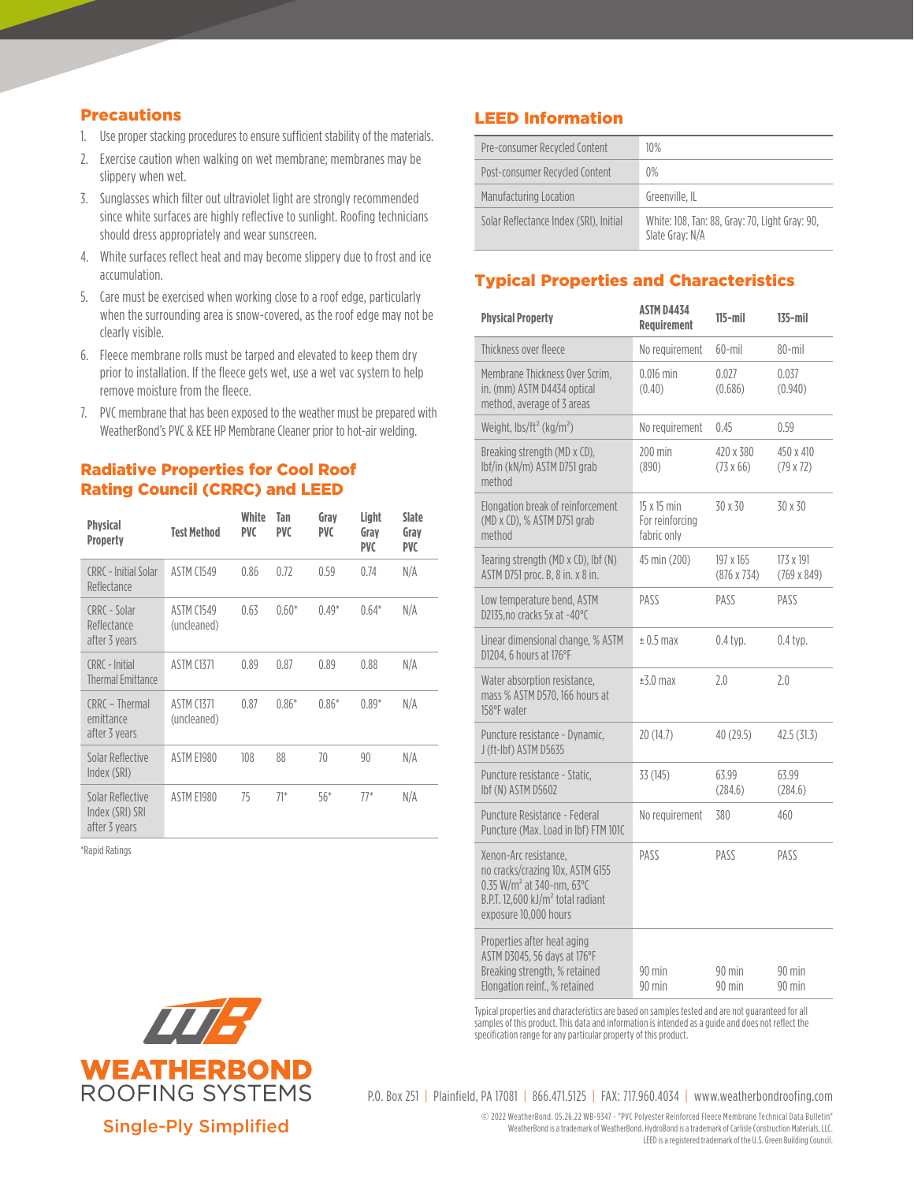## Precautions

1. Use proper stacking procedures to ensure sufficient stability of the materials.
2. Exercise caution when walking on wet membrane; membranes may be slippery when wet.
3. Sunglasses which filter out ultraviolet light are strongly recommended since white surfaces are highly reflective to sunlight. Roofing technicians should dress appropriately and wear sunscreen.
4. White surfaces reflect heat and may become slippery due to frost and ice accumulation.
5. Care must be exercised when working close to a roof edge, particularly when the surrounding area is snow-covered, as the roof edge may not be clearly visible.
6. Fleece membrane rolls must be tarped and elevated to keep them dry prior to installation. If the fleece gets wet, use a wet vac system to help remove moisture from the fleece.
7. PVC membrane that has been exposed to the weather must be prepared with WeatherBond's PVC & KEE HP Membrane Cleaner prior to hot-air welding.

## Radiative Properties for Cool Roof Rating Council (CRRC) and LEED

| Physical Property | Test Method | White PVC | Tan PVC | Gray PVC | Light Gray PVC | Slate Gray PVC |
|---|---|---|---|---|---|---|
| CRRC - Initial Solar Reflectance | ASTM C1549 | 0.86 | 0.72 | 0.59 | 0.74 | N/A |
| CRRC - Solar Reflectance after 3 years | ASTM C1549 (uncleaned) | 0.63 | 0.60* | 0.49* | 0.64* | N/A |
| CRRC - Initial Thermal Emittance | ASTM C1371 | 0.89 | 0.87 | 0.89 | 0.88 | N/A |
| CRRC – Thermal emittance after 3 years | ASTM C1371 (uncleaned) | 0.87 | 0.86* | 0.86* | 0.89* | N/A |
| Solar Reflective Index (SRI) | ASTM E1980 | 108 | 88 | 70 | 90 | N/A |
| Solar Reflective Index (SRI) SRI after 3 years | ASTM E1980 | 75 | 71* | 56* | 77* | N/A |

*Rapid Ratings

## LEED Information

| | |
|---|---|
| Pre-consumer Recycled Content | 10% |
| Post-consumer Recycled Content | 0% |
| Manufacturing Location | Greenville, IL |
| Solar Reflectance Index (SRI), Initial | White: 108, Tan: 88, Gray: 70, Light Gray: 90, Slate Gray: N/A |

## Typical Properties and Characteristics

| Physical Property | ASTM D4434 Requirement | 115-mil | 135-mil |
|---|---|---|---|
| Thickness over fleece | No requirement | 60-mil | 80-mil |
| Membrane Thickness Over Scrim, in. (mm) ASTM D4434 optical method, average of 3 areas | 0.016 min (0.40) | 0.027 (0.686) | 0.037 (0.940) |
| Weight, lbs/ft² (kg/m²) | No requirement | 0.45 | 0.59 |
| Breaking strength (MD x CD), lbf/in (kN/m) ASTM D751 grab method | 200 min (890) | 420 x 380 (73 x 66) | 450 x 410 (79 x 72) |
| Elongation break of reinforcement (MD x CD), % ASTM D751 grab method | 15 x 15 min For reinforcing fabric only | 30 x 30 | 30 x 30 |
| Tearing strength (MD x CD), lbf (N) ASTM D751 proc. B, 8 in. x 8 in. | 45 min (200) | 197 x 165 (876 x 734) | 173 x 191 (769 x 849) |
| Low temperature bend, ASTM D2135,no cracks 5x at -40°C | PASS | PASS | PASS |
| Linear dimensional change, % ASTM D1204, 6 hours at 176°F | ± 0.5 max | 0.4 typ. | 0.4 typ. |
| Water absorption resistance, mass % ASTM D570, 166 hours at 158°F water | ±3.0 max | 2.0 | 2.0 |
| Puncture resistance - Dynamic, J (ft-lbf) ASTM D5635 | 20 (14.7) | 40 (29.5) | 42.5 (31.3) |
| Puncture resistance - Static, lbf (N) ASTM D5602 | 33 (145) | 63.99 (284.6) | 63.99 (284.6) |
| Puncture Resistance - Federal Puncture (Max. Load in lbf) FTM 101C | No requirement | 380 | 460 |
| Xenon-Arc resistance, no cracks/crazing 10x, ASTM G155 0.35 W/m² at 340-nm, 63°C B.P.T. 12,600 kJ/m² total radiant exposure 10,000 hours | PASS | PASS | PASS |
| Properties after heat aging ASTM D3045, 56 days at 176°F Breaking strength, % retained Elongation reinf., % retained | 90 min 90 min | 90 min 90 min | 90 min 90 min |

Typical properties and characteristics are based on samples tested and are not guaranteed for all samples of this product. This data and information is intended as a guide and does not reflect the specification range for any particular property of this product.

WEATHERBOND ROOFING SYSTEMS

Single-Ply Simplified

P.O. Box 251 | Plainfield, PA 17081 | 866.471.5125 | FAX: 717.960.4034 | www.weatherbondroofing.com

© 2022 WeatherBond. 05.26.22 WB-9347 - "PVC Polyester Reinforced Fleece Membrane Technical Data Bulletin" WeatherBond is a trademark of WeatherBond. HydroBond is a trademark of Carlisle Construction Materials, LLC. LEED is a registered trademark of the U.S. Green Building Council.